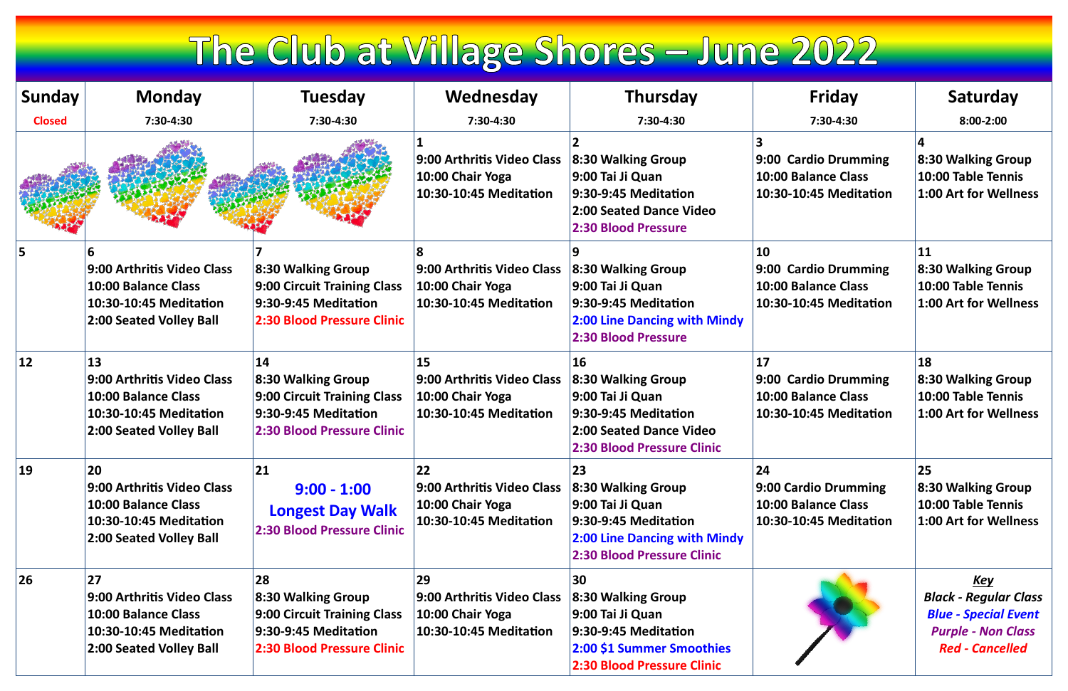# The Club at Village Shores – June 2022

| Sunday<br>Closed | Monday<br>7:30-4:30 | Tuesday<br>7:30-4:30 | Wednesday<br>7:30-4:30 | Thursday<br>7:30-4:30 | Friday<br>7:30-4:30 | Saturday<br>8:00-2:00 |
|---|---|---|---|---|---|---|
| | | | 1<br>9:00 Arthritis Video Class<br>10:00 Chair Yoga<br>10:30-10:45 Meditation | 2<br>8:30 Walking Group<br>9:00 Tai Ji Quan<br>9:30-9:45 Meditation<br>2:00 Seated Dance Video<br>2:30 Blood Pressure | 3<br>9:00 Cardio Drumming<br>10:00 Balance Class<br>10:30-10:45 Meditation | 4<br>8:30 Walking Group<br>10:00 Table Tennis<br>1:00 Art for Wellness |
| 5 | 6<br>9:00 Arthritis Video Class<br>10:00 Balance Class<br>10:30-10:45 Meditation<br>2:00 Seated Volley Ball | 7<br>8:30 Walking Group<br>9:00 Circuit Training Class<br>9:30-9:45 Meditation<br>2:30 Blood Pressure Clinic | 8<br>9:00 Arthritis Video Class<br>10:00 Chair Yoga<br>10:30-10:45 Meditation | 9<br>8:30 Walking Group<br>9:00 Tai Ji Quan<br>9:30-9:45 Meditation<br>2:00 Line Dancing with Mindy<br>2:30 Blood Pressure | 10<br>9:00 Cardio Drumming<br>10:00 Balance Class<br>10:30-10:45 Meditation | 11<br>8:30 Walking Group<br>10:00 Table Tennis<br>1:00 Art for Wellness |
| 12 | 13<br>9:00 Arthritis Video Class<br>10:00 Balance Class<br>10:30-10:45 Meditation<br>2:00 Seated Volley Ball | 14<br>8:30 Walking Group<br>9:00 Circuit Training Class<br>9:30-9:45 Meditation<br>2:30 Blood Pressure Clinic | 15<br>9:00 Arthritis Video Class<br>10:00 Chair Yoga<br>10:30-10:45 Meditation | 16<br>8:30 Walking Group<br>9:00 Tai Ji Quan<br>9:30-9:45 Meditation<br>2:00 Seated Dance Video<br>2:30 Blood Pressure Clinic | 17<br>9:00 Cardio Drumming<br>10:00 Balance Class<br>10:30-10:45 Meditation | 18<br>8:30 Walking Group<br>10:00 Table Tennis<br>1:00 Art for Wellness |
| 19 | 20<br>9:00 Arthritis Video Class<br>10:00 Balance Class<br>10:30-10:45 Meditation<br>2:00 Seated Volley Ball | 21<br>9:00 - 1:00<br>Longest Day Walk<br>2:30 Blood Pressure Clinic | 22<br>9:00 Arthritis Video Class<br>10:00 Chair Yoga<br>10:30-10:45 Meditation | 23<br>8:30 Walking Group<br>9:00 Tai Ji Quan<br>9:30-9:45 Meditation<br>2:00 Line Dancing with Mindy<br>2:30 Blood Pressure Clinic | 24<br>9:00 Cardio Drumming<br>10:00 Balance Class<br>10:30-10:45 Meditation | 25<br>8:30 Walking Group<br>10:00 Table Tennis<br>1:00 Art for Wellness |
| 26 | 27<br>9:00 Arthritis Video Class<br>10:00 Balance Class<br>10:30-10:45 Meditation<br>2:00 Seated Volley Ball | 28<br>8:30 Walking Group<br>9:00 Circuit Training Class<br>9:30-9:45 Meditation<br>2:30 Blood Pressure Clinic | 29<br>9:00 Arthritis Video Class<br>10:00 Chair Yoga<br>10:30-10:45 Meditation | 30<br>8:30 Walking Group<br>9:00 Tai Ji Quan<br>9:30-9:45 Meditation<br>2:00 $1 Summer Smoothies<br>2:30 Blood Pressure Clinic | | ***Key***<br>*Black - Regular Class*<br>*Blue - Special Event*<br>*Purple - Non Class*<br>*Red - Cancelled* |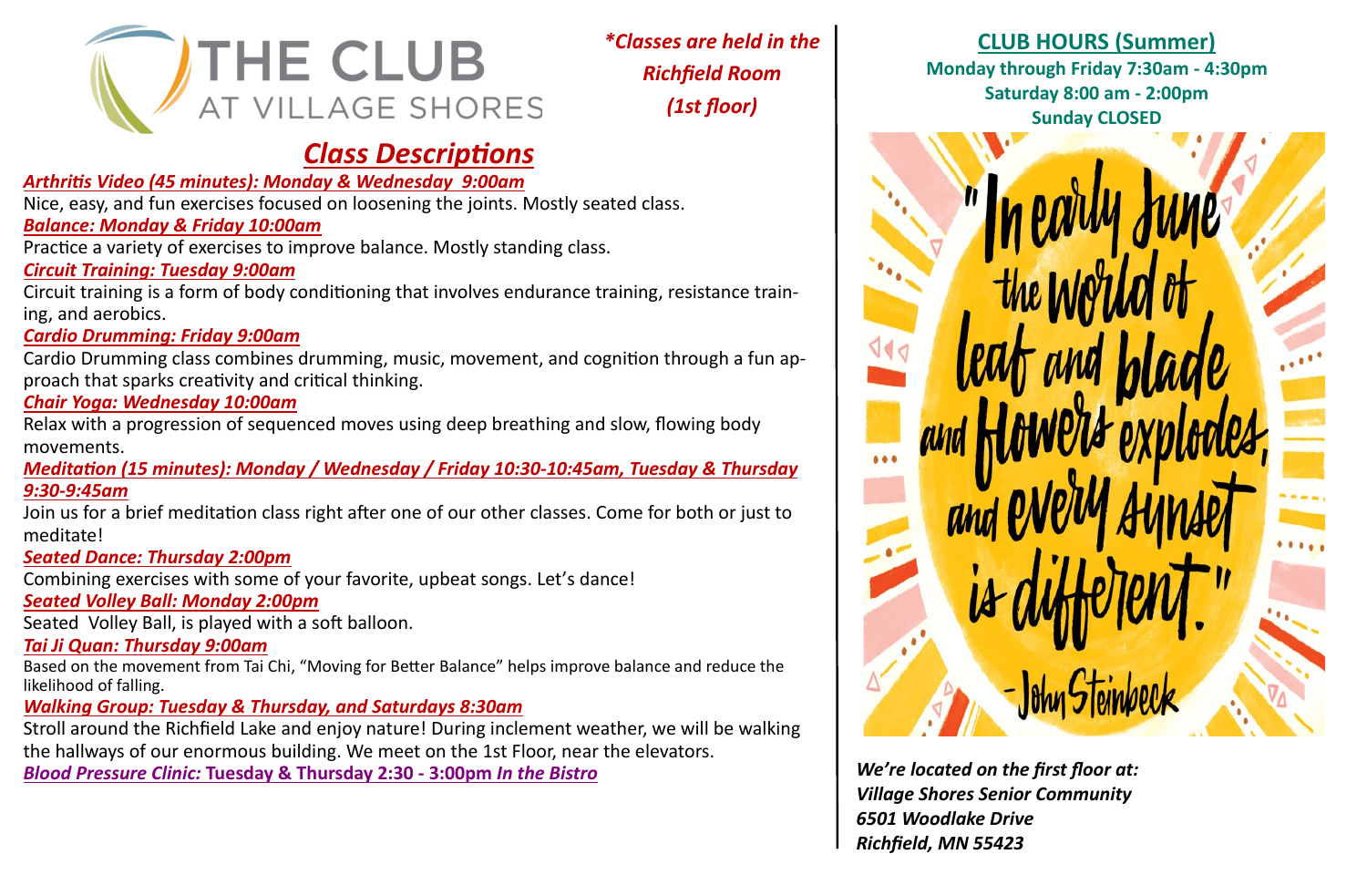THE CLUB AT VILLAGE SHORES

*\*Classes are held in the Richfield Room (1st floor)*

# *Class Descriptions*

***Arthritis Video (45 minutes): Monday & Wednesday 9:00am***

Nice, easy, and fun exercises focused on loosening the joints. Mostly seated class.

***Balance: Monday & Friday 10:00am***

Practice a variety of exercises to improve balance. Mostly standing class.

***Circuit Training: Tuesday 9:00am***

Circuit training is a form of body conditioning that involves endurance training, resistance training, and aerobics.

***Cardio Drumming: Friday 9:00am***

Cardio Drumming class combines drumming, music, movement, and cognition through a fun approach that sparks creativity and critical thinking.

***Chair Yoga: Wednesday 10:00am***

Relax with a progression of sequenced moves using deep breathing and slow, flowing body movements.

***Meditation (15 minutes): Monday / Wednesday / Friday 10:30-10:45am, Tuesday & Thursday 9:30-9:45am***

Join us for a brief meditation class right after one of our other classes. Come for both or just to meditate!

***Seated Dance: Thursday 2:00pm***

Combining exercises with some of your favorite, upbeat songs. Let's dance!

***Seated Volley Ball: Monday 2:00pm***

Seated Volley Ball, is played with a soft balloon.

***Tai Ji Quan: Thursday 9:00am***

Based on the movement from Tai Chi, "Moving for Better Balance" helps improve balance and reduce the likelihood of falling.

***Walking Group: Tuesday & Thursday, and Saturdays 8:30am***

Stroll around the Richfield Lake and enjoy nature! During inclement weather, we will be walking the hallways of our enormous building. We meet on the 1st Floor, near the elevators.

***Blood Pressure Clinic:* Tuesday & Thursday 2:30 - 3:00pm *In the Bistro***

## CLUB HOURS (Summer)

**Monday through Friday 7:30am - 4:30pm**
**Saturday 8:00 am - 2:00pm**
**Sunday CLOSED**

"In early June the world of leaf and blade and flowers explodes, and every sunset is different."
-John Steinbeck

*We're located on the first floor at:*
*Village Shores Senior Community*
*6501 Woodlake Drive*
*Richfield, MN 55423*